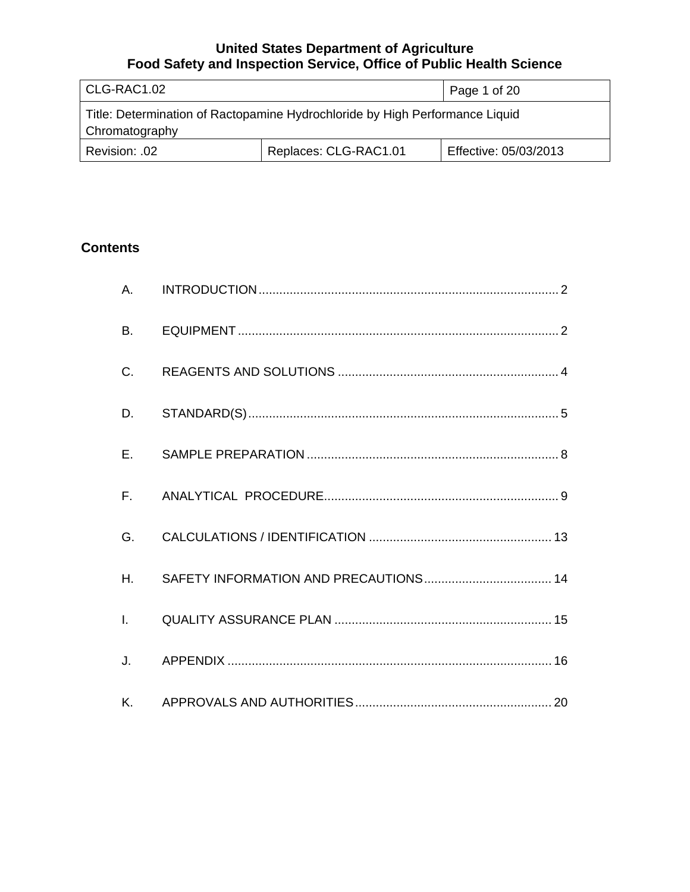**United States Department of Agriculture**
**Food Safety and Inspection Service, Office of Public Health Science**

| CLG-RAC1.02 | | Page 1 of 20 |
|---|---|---|
| Title: Determination of Ractopamine Hydrochloride by High Performance Liquid Chromatography | | |
| Revision: .02 | Replaces: CLG-RAC1.01 | Effective: 05/03/2013 |

## Contents

A. INTRODUCTION ........ 2

B. EQUIPMENT ........ 2

C. REAGENTS AND SOLUTIONS ........ 4

D. STANDARD(S) ........ 5

E. SAMPLE PREPARATION ........ 8

F. ANALYTICAL PROCEDURE ........ 9

G. CALCULATIONS / IDENTIFICATION ........ 13

H. SAFETY INFORMATION AND PRECAUTIONS ........ 14

I. QUALITY ASSURANCE PLAN ........ 15

J. APPENDIX ........ 16

K. APPROVALS AND AUTHORITIES ........ 20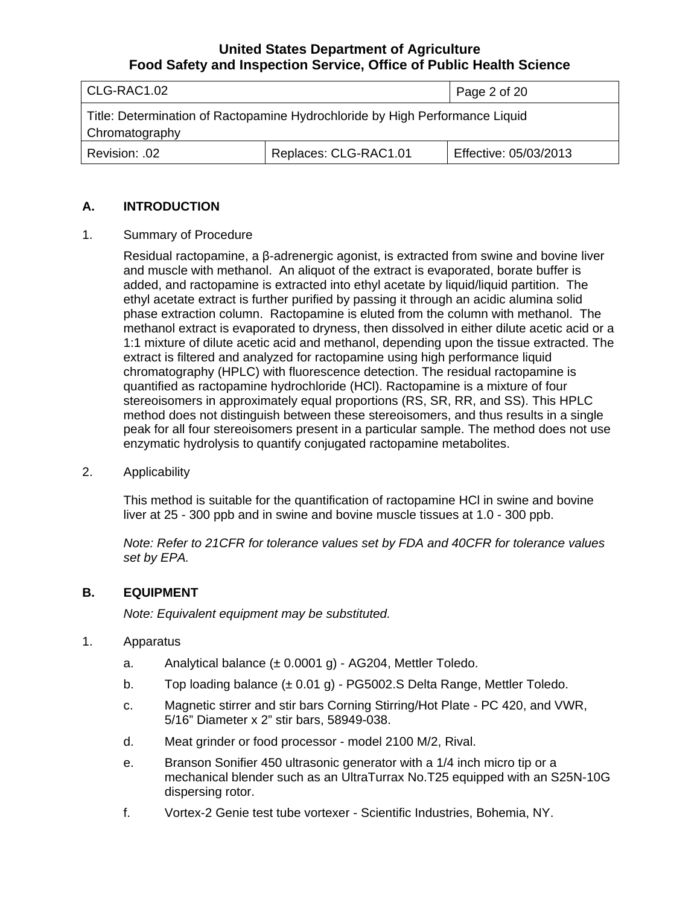## A. INTRODUCTION

1. Summary of Procedure

   Residual ractopamine, a β-adrenergic agonist, is extracted from swine and bovine liver and muscle with methanol. An aliquot of the extract is evaporated, borate buffer is added, and ractopamine is extracted into ethyl acetate by liquid/liquid partition. The ethyl acetate extract is further purified by passing it through an acidic alumina solid phase extraction column. Ractopamine is eluted from the column with methanol. The methanol extract is evaporated to dryness, then dissolved in either dilute acetic acid or a 1:1 mixture of dilute acetic acid and methanol, depending upon the tissue extracted. The extract is filtered and analyzed for ractopamine using high performance liquid chromatography (HPLC) with fluorescence detection. The residual ractopamine is quantified as ractopamine hydrochloride (HCl). Ractopamine is a mixture of four stereoisomers in approximately equal proportions (RS, SR, RR, and SS). This HPLC method does not distinguish between these stereoisomers, and thus results in a single peak for all four stereoisomers present in a particular sample. The method does not use enzymatic hydrolysis to quantify conjugated ractopamine metabolites.

2. Applicability

   This method is suitable for the quantification of ractopamine HCl in swine and bovine liver at 25 - 300 ppb and in swine and bovine muscle tissues at 1.0 - 300 ppb.

   *Note: Refer to 21CFR for tolerance values set by FDA and 40CFR for tolerance values set by EPA.*

## B. EQUIPMENT

*Note: Equivalent equipment may be substituted.*

1. Apparatus

   a. Analytical balance (± 0.0001 g) - AG204, Mettler Toledo.

   b. Top loading balance (± 0.01 g) - PG5002.S Delta Range, Mettler Toledo.

   c. Magnetic stirrer and stir bars Corning Stirring/Hot Plate - PC 420, and VWR, 5/16" Diameter x 2" stir bars, 58949-038.

   d. Meat grinder or food processor - model 2100 M/2, Rival.

   e. Branson Sonifier 450 ultrasonic generator with a 1/4 inch micro tip or a mechanical blender such as an UltraTurrax No.T25 equipped with an S25N-10G dispersing rotor.

   f. Vortex-2 Genie test tube vortexer - Scientific Industries, Bohemia, NY.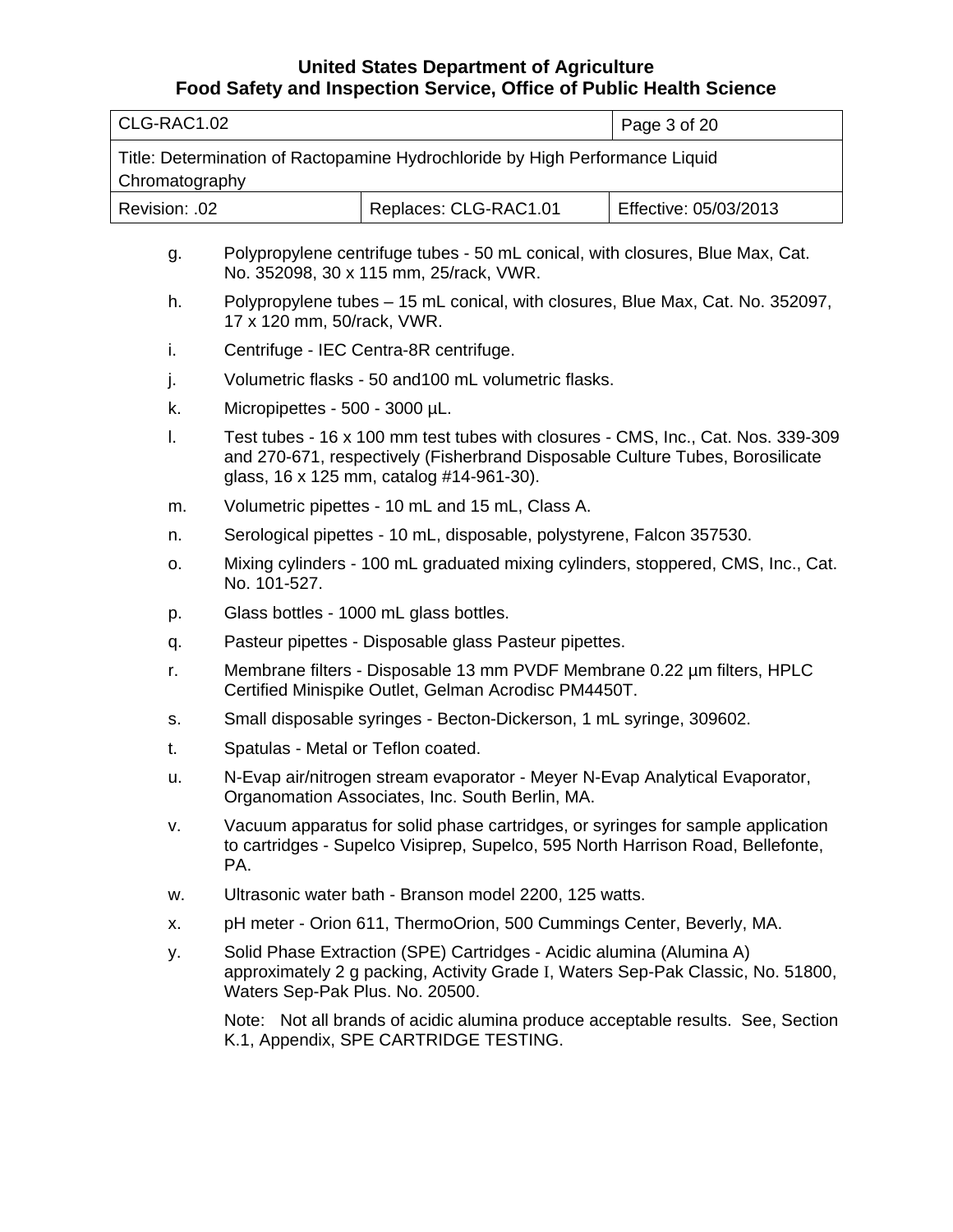g. Polypropylene centrifuge tubes - 50 mL conical, with closures, Blue Max, Cat. No. 352098, 30 x 115 mm, 25/rack, VWR.

h. Polypropylene tubes – 15 mL conical, with closures, Blue Max, Cat. No. 352097, 17 x 120 mm, 50/rack, VWR.

i. Centrifuge - IEC Centra-8R centrifuge.

j. Volumetric flasks - 50 and100 mL volumetric flasks.

k. Micropipettes - 500 - 3000 µL.

l. Test tubes - 16 x 100 mm test tubes with closures - CMS, Inc., Cat. Nos. 339-309 and 270-671, respectively (Fisherbrand Disposable Culture Tubes, Borosilicate glass, 16 x 125 mm, catalog #14-961-30).

m. Volumetric pipettes - 10 mL and 15 mL, Class A.

n. Serological pipettes - 10 mL, disposable, polystyrene, Falcon 357530.

o. Mixing cylinders - 100 mL graduated mixing cylinders, stoppered, CMS, Inc., Cat. No. 101-527.

p. Glass bottles - 1000 mL glass bottles.

q. Pasteur pipettes - Disposable glass Pasteur pipettes.

r. Membrane filters - Disposable 13 mm PVDF Membrane 0.22 µm filters, HPLC Certified Minispike Outlet, Gelman Acrodisc PM4450T.

s. Small disposable syringes - Becton-Dickerson, 1 mL syringe, 309602.

t. Spatulas - Metal or Teflon coated.

u. N-Evap air/nitrogen stream evaporator - Meyer N-Evap Analytical Evaporator, Organomation Associates, Inc. South Berlin, MA.

v. Vacuum apparatus for solid phase cartridges, or syringes for sample application to cartridges - Supelco Visiprep, Supelco, 595 North Harrison Road, Bellefonte, PA.

w. Ultrasonic water bath - Branson model 2200, 125 watts.

x. pH meter - Orion 611, ThermoOrion, 500 Cummings Center, Beverly, MA.

y. Solid Phase Extraction (SPE) Cartridges - Acidic alumina (Alumina A) approximately 2 g packing, Activity Grade I, Waters Sep-Pak Classic, No. 51800, Waters Sep-Pak Plus. No. 20500.

   Note: Not all brands of acidic alumina produce acceptable results. See, Section K.1, Appendix, SPE CARTRIDGE TESTING.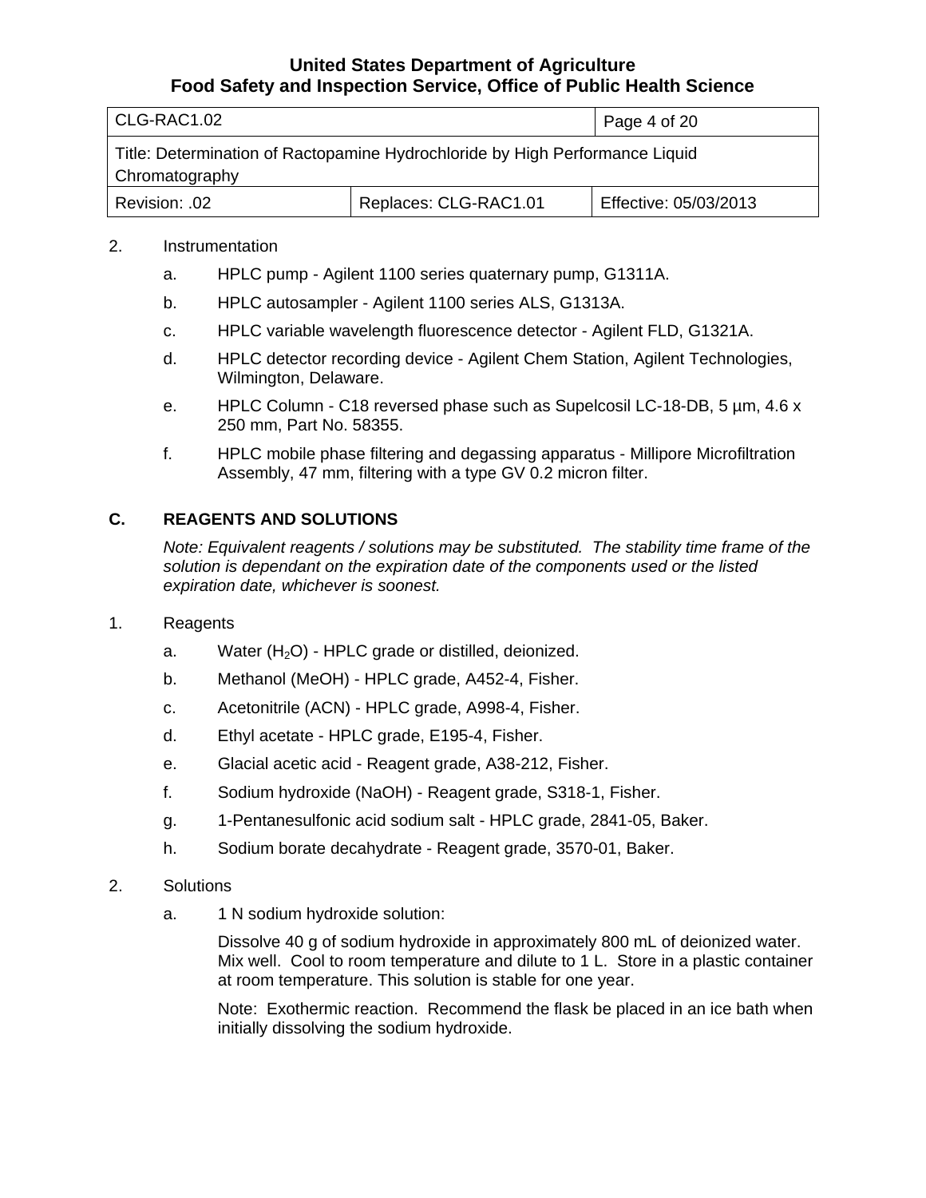2. Instrumentation

   a. HPLC pump - Agilent 1100 series quaternary pump, G1311A.

   b. HPLC autosampler - Agilent 1100 series ALS, G1313A.

   c. HPLC variable wavelength fluorescence detector - Agilent FLD, G1321A.

   d. HPLC detector recording device - Agilent Chem Station, Agilent Technologies, Wilmington, Delaware.

   e. HPLC Column - C18 reversed phase such as Supelcosil LC-18-DB, 5 µm, 4.6 x 250 mm, Part No. 58355.

   f. HPLC mobile phase filtering and degassing apparatus - Millipore Microfiltration Assembly, 47 mm, filtering with a type GV 0.2 micron filter.

## C. REAGENTS AND SOLUTIONS

*Note: Equivalent reagents / solutions may be substituted. The stability time frame of the solution is dependant on the expiration date of the components used or the listed expiration date, whichever is soonest.*

1. Reagents

   a. Water ($H_2O$) - HPLC grade or distilled, deionized.

   b. Methanol (MeOH) - HPLC grade, A452-4, Fisher.

   c. Acetonitrile (ACN) - HPLC grade, A998-4, Fisher.

   d. Ethyl acetate - HPLC grade, E195-4, Fisher.

   e. Glacial acetic acid - Reagent grade, A38-212, Fisher.

   f. Sodium hydroxide (NaOH) - Reagent grade, S318-1, Fisher.

   g. 1-Pentanesulfonic acid sodium salt - HPLC grade, 2841-05, Baker.

   h. Sodium borate decahydrate - Reagent grade, 3570-01, Baker.

2. Solutions

   a. 1 N sodium hydroxide solution:

      Dissolve 40 g of sodium hydroxide in approximately 800 mL of deionized water. Mix well. Cool to room temperature and dilute to 1 L. Store in a plastic container at room temperature. This solution is stable for one year.

      Note: Exothermic reaction. Recommend the flask be placed in an ice bath when initially dissolving the sodium hydroxide.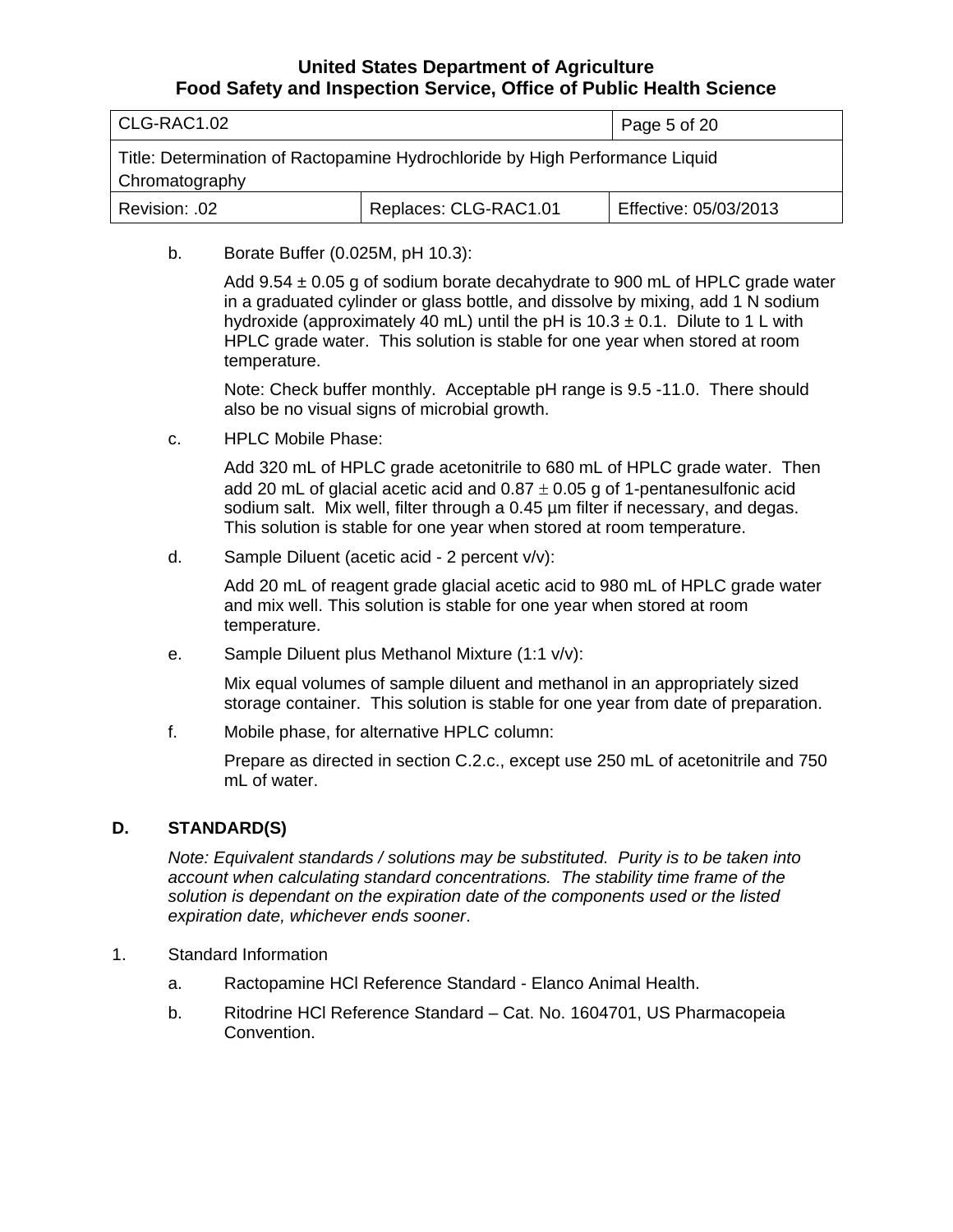b. Borate Buffer (0.025M, pH 10.3):

Add 9.54 ± 0.05 g of sodium borate decahydrate to 900 mL of HPLC grade water in a graduated cylinder or glass bottle, and dissolve by mixing, add 1 N sodium hydroxide (approximately 40 mL) until the pH is 10.3 ± 0.1. Dilute to 1 L with HPLC grade water. This solution is stable for one year when stored at room temperature.

Note: Check buffer monthly. Acceptable pH range is 9.5 -11.0. There should also be no visual signs of microbial growth.

c. HPLC Mobile Phase:

Add 320 mL of HPLC grade acetonitrile to 680 mL of HPLC grade water. Then add 20 mL of glacial acetic acid and 0.87 ± 0.05 g of 1-pentanesulfonic acid sodium salt. Mix well, filter through a 0.45 µm filter if necessary, and degas. This solution is stable for one year when stored at room temperature.

d. Sample Diluent (acetic acid - 2 percent v/v):

Add 20 mL of reagent grade glacial acetic acid to 980 mL of HPLC grade water and mix well. This solution is stable for one year when stored at room temperature.

e. Sample Diluent plus Methanol Mixture (1:1 v/v):

Mix equal volumes of sample diluent and methanol in an appropriately sized storage container. This solution is stable for one year from date of preparation.

f. Mobile phase, for alternative HPLC column:

Prepare as directed in section C.2.c., except use 250 mL of acetonitrile and 750 mL of water.

## D. STANDARD(S)

*Note: Equivalent standards / solutions may be substituted. Purity is to be taken into account when calculating standard concentrations. The stability time frame of the solution is dependant on the expiration date of the components used or the listed expiration date, whichever ends sooner*.

1. Standard Information

   a. Ractopamine HCl Reference Standard - Elanco Animal Health.

   b. Ritodrine HCl Reference Standard – Cat. No. 1604701, US Pharmacopeia Convention.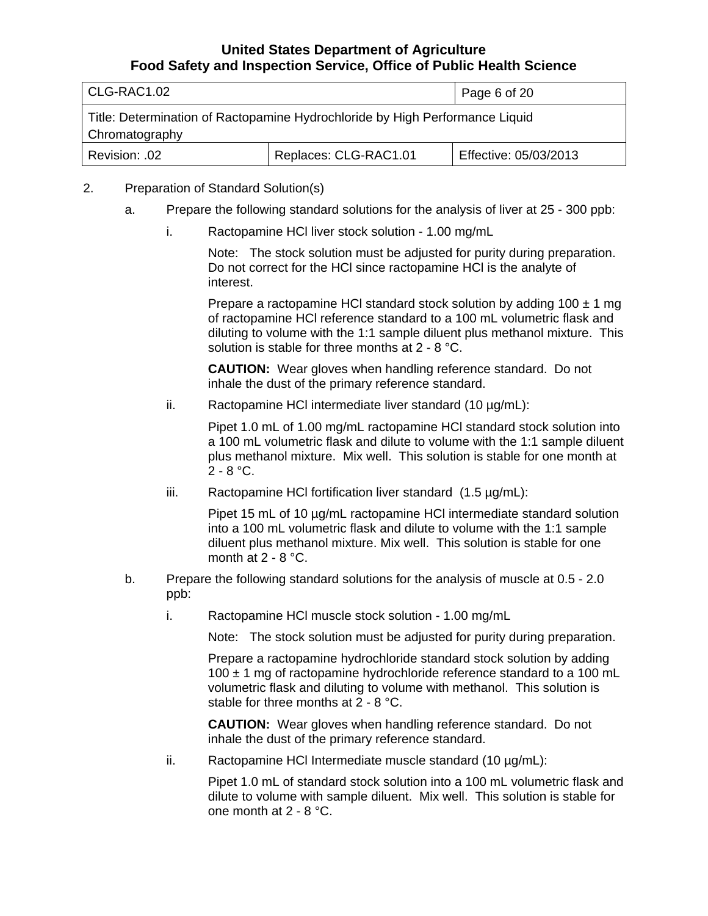2. Preparation of Standard Solution(s)

   a. Prepare the following standard solutions for the analysis of liver at 25 - 300 ppb:

      i. Ractopamine HCl liver stock solution - 1.00 mg/mL

         Note: The stock solution must be adjusted for purity during preparation. Do not correct for the HCl since ractopamine HCl is the analyte of interest.

         Prepare a ractopamine HCl standard stock solution by adding 100 ± 1 mg of ractopamine HCl reference standard to a 100 mL volumetric flask and diluting to volume with the 1:1 sample diluent plus methanol mixture. This solution is stable for three months at 2 - 8 °C.

         **CAUTION:** Wear gloves when handling reference standard. Do not inhale the dust of the primary reference standard.

      ii. Ractopamine HCl intermediate liver standard (10 µg/mL):

         Pipet 1.0 mL of 1.00 mg/mL ractopamine HCl standard stock solution into a 100 mL volumetric flask and dilute to volume with the 1:1 sample diluent plus methanol mixture. Mix well. This solution is stable for one month at 2 - 8 °C.

      iii. Ractopamine HCl fortification liver standard (1.5 µg/mL):

         Pipet 15 mL of 10 µg/mL ractopamine HCl intermediate standard solution into a 100 mL volumetric flask and dilute to volume with the 1:1 sample diluent plus methanol mixture. Mix well. This solution is stable for one month at 2 - 8 °C.

   b. Prepare the following standard solutions for the analysis of muscle at 0.5 - 2.0 ppb:

      i. Ractopamine HCl muscle stock solution - 1.00 mg/mL

         Note: The stock solution must be adjusted for purity during preparation.

         Prepare a ractopamine hydrochloride standard stock solution by adding 100 ± 1 mg of ractopamine hydrochloride reference standard to a 100 mL volumetric flask and diluting to volume with methanol. This solution is stable for three months at 2 - 8 °C.

         **CAUTION:** Wear gloves when handling reference standard. Do not inhale the dust of the primary reference standard.

      ii. Ractopamine HCl Intermediate muscle standard (10 µg/mL):

         Pipet 1.0 mL of standard stock solution into a 100 mL volumetric flask and dilute to volume with sample diluent. Mix well. This solution is stable for one month at 2 - 8 °C.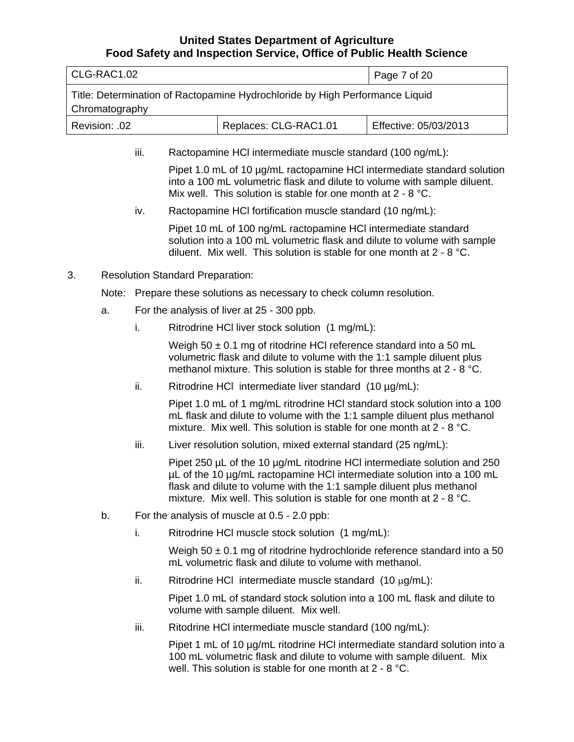iii. Ractopamine HCl intermediate muscle standard (100 ng/mL):

Pipet 1.0 mL of 10 µg/mL ractopamine HCl intermediate standard solution into a 100 mL volumetric flask and dilute to volume with sample diluent. Mix well. This solution is stable for one month at 2 - 8 °C.

iv. Ractopamine HCl fortification muscle standard (10 ng/mL):

Pipet 10 mL of 100 ng/mL ractopamine HCl intermediate standard solution into a 100 mL volumetric flask and dilute to volume with sample diluent. Mix well. This solution is stable for one month at 2 - 8 °C.

3. Resolution Standard Preparation:

Note: Prepare these solutions as necessary to check column resolution.

a. For the analysis of liver at 25 - 300 ppb.

i. Ritrodrine HCl liver stock solution (1 mg/mL):

Weigh 50 ± 0.1 mg of ritodrine HCl reference standard into a 50 mL volumetric flask and dilute to volume with the 1:1 sample diluent plus methanol mixture. This solution is stable for three months at 2 - 8 °C.

ii. Ritrodrine HCl intermediate liver standard (10 µg/mL):

Pipet 1.0 mL of 1 mg/mL ritrodrine HCl standard stock solution into a 100 mL flask and dilute to volume with the 1:1 sample diluent plus methanol mixture. Mix well. This solution is stable for one month at 2 - 8 °C.

iii. Liver resolution solution, mixed external standard (25 ng/mL):

Pipet 250 µL of the 10 µg/mL ritodrine HCl intermediate solution and 250 µL of the 10 µg/mL ractopamine HCl intermediate solution into a 100 mL flask and dilute to volume with the 1:1 sample diluent plus methanol mixture. Mix well. This solution is stable for one month at 2 - 8 °C.

b. For the analysis of muscle at 0.5 - 2.0 ppb:

i. Ritrodrine HCl muscle stock solution (1 mg/mL):

Weigh 50 ± 0.1 mg of ritodrine hydrochloride reference standard into a 50 mL volumetric flask and dilute to volume with methanol.

ii. Ritrodrine HCl intermediate muscle standard (10 µg/mL):

Pipet 1.0 mL of standard stock solution into a 100 mL flask and dilute to volume with sample diluent. Mix well.

iii. Ritodrine HCl intermediate muscle standard (100 ng/mL):

Pipet 1 mL of 10 µg/mL ritodrine HCl intermediate standard solution into a 100 mL volumetric flask and dilute to volume with sample diluent. Mix well. This solution is stable for one month at 2 - 8 °C.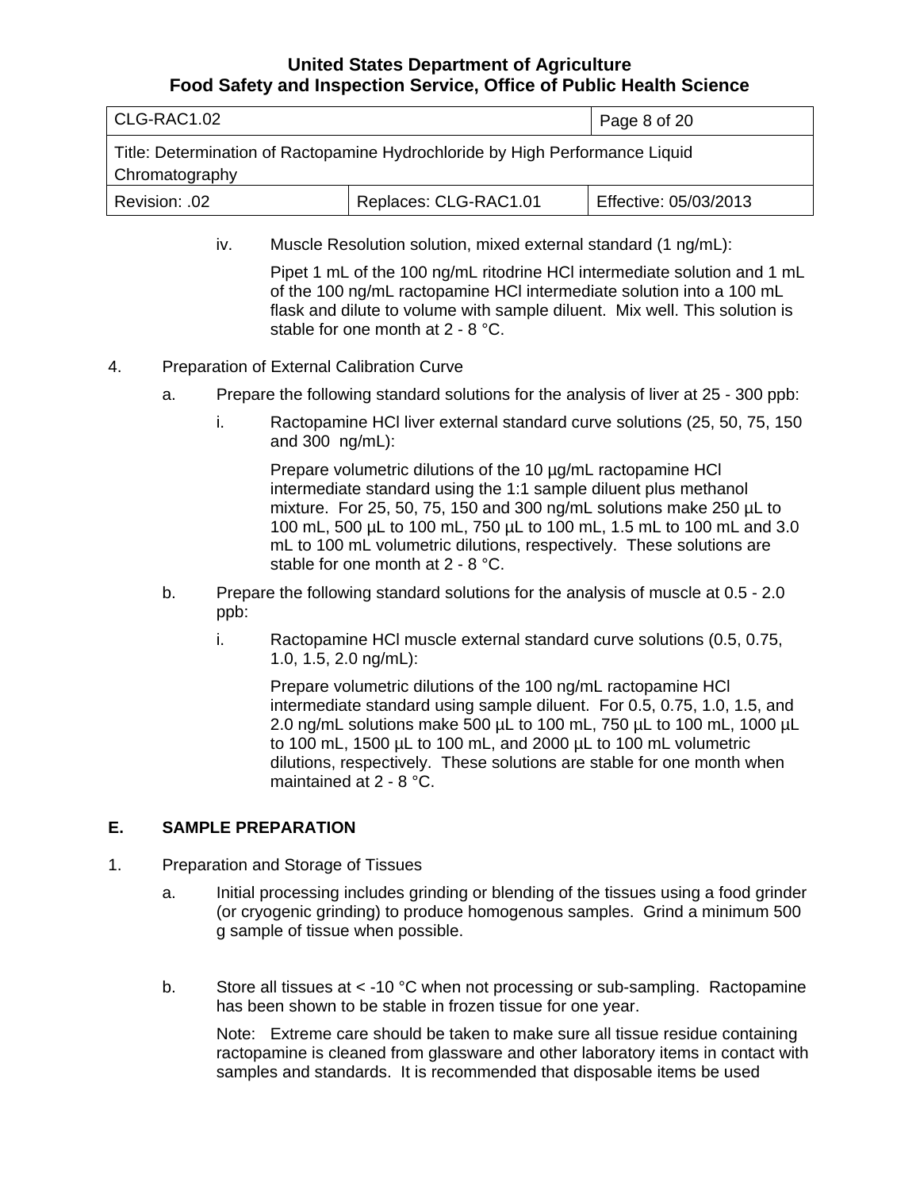iv. Muscle Resolution solution, mixed external standard (1 ng/mL):

   Pipet 1 mL of the 100 ng/mL ritodrine HCl intermediate solution and 1 mL of the 100 ng/mL ractopamine HCl intermediate solution into a 100 mL flask and dilute to volume with sample diluent. Mix well. This solution is stable for one month at 2 - 8 °C.

4. Preparation of External Calibration Curve

   a. Prepare the following standard solutions for the analysis of liver at 25 - 300 ppb:

      i. Ractopamine HCl liver external standard curve solutions (25, 50, 75, 150 and 300 ng/mL):

         Prepare volumetric dilutions of the 10 µg/mL ractopamine HCl intermediate standard using the 1:1 sample diluent plus methanol mixture. For 25, 50, 75, 150 and 300 ng/mL solutions make 250 µL to 100 mL, 500 µL to 100 mL, 750 µL to 100 mL, 1.5 mL to 100 mL and 3.0 mL to 100 mL volumetric dilutions, respectively. These solutions are stable for one month at 2 - 8 °C.

   b. Prepare the following standard solutions for the analysis of muscle at 0.5 - 2.0 ppb:

      i. Ractopamine HCl muscle external standard curve solutions (0.5, 0.75, 1.0, 1.5, 2.0 ng/mL):

         Prepare volumetric dilutions of the 100 ng/mL ractopamine HCl intermediate standard using sample diluent. For 0.5, 0.75, 1.0, 1.5, and 2.0 ng/mL solutions make 500 µL to 100 mL, 750 µL to 100 mL, 1000 µL to 100 mL, 1500 µL to 100 mL, and 2000 µL to 100 mL volumetric dilutions, respectively. These solutions are stable for one month when maintained at 2 - 8 °C.

## E. SAMPLE PREPARATION

1. Preparation and Storage of Tissues

   a. Initial processing includes grinding or blending of the tissues using a food grinder (or cryogenic grinding) to produce homogenous samples. Grind a minimum 500 g sample of tissue when possible.

   b. Store all tissues at < -10 °C when not processing or sub-sampling. Ractopamine has been shown to be stable in frozen tissue for one year.

      Note: Extreme care should be taken to make sure all tissue residue containing ractopamine is cleaned from glassware and other laboratory items in contact with samples and standards. It is recommended that disposable items be used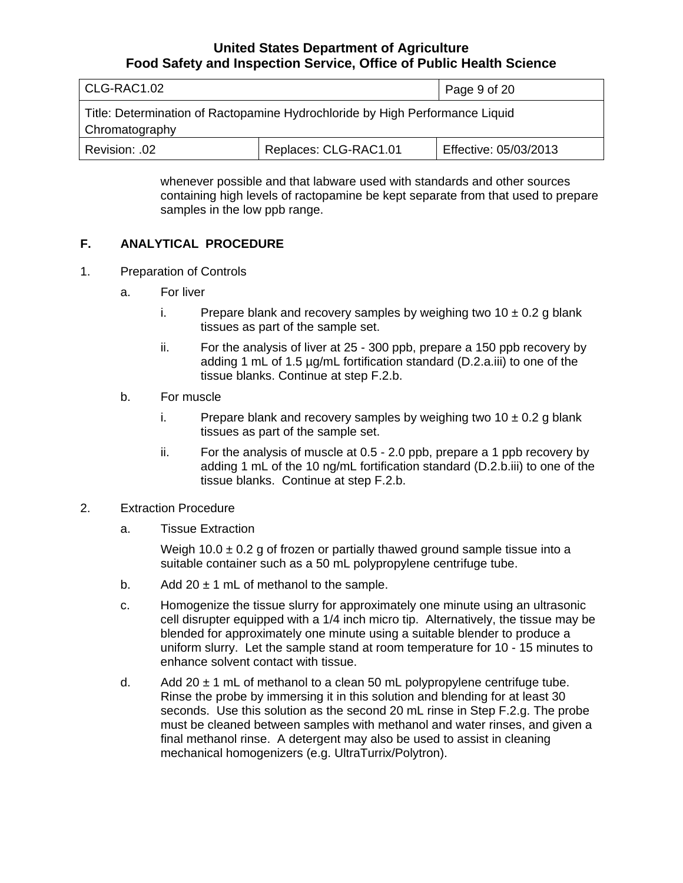whenever possible and that labware used with standards and other sources containing high levels of ractopamine be kept separate from that used to prepare samples in the low ppb range.

## F. ANALYTICAL PROCEDURE

1. Preparation of Controls

   a. For liver

      i. Prepare blank and recovery samples by weighing two 10 ± 0.2 g blank tissues as part of the sample set.

      ii. For the analysis of liver at 25 - 300 ppb, prepare a 150 ppb recovery by adding 1 mL of 1.5 µg/mL fortification standard (D.2.a.iii) to one of the tissue blanks. Continue at step F.2.b.

   b. For muscle

      i. Prepare blank and recovery samples by weighing two 10 ± 0.2 g blank tissues as part of the sample set.

      ii. For the analysis of muscle at 0.5 - 2.0 ppb, prepare a 1 ppb recovery by adding 1 mL of the 10 ng/mL fortification standard (D.2.b.iii) to one of the tissue blanks. Continue at step F.2.b.

2. Extraction Procedure

   a. Tissue Extraction

      Weigh 10.0 ± 0.2 g of frozen or partially thawed ground sample tissue into a suitable container such as a 50 mL polypropylene centrifuge tube.

   b. Add 20 ± 1 mL of methanol to the sample.

   c. Homogenize the tissue slurry for approximately one minute using an ultrasonic cell disrupter equipped with a 1/4 inch micro tip. Alternatively, the tissue may be blended for approximately one minute using a suitable blender to produce a uniform slurry. Let the sample stand at room temperature for 10 - 15 minutes to enhance solvent contact with tissue.

   d. Add 20 ± 1 mL of methanol to a clean 50 mL polypropylene centrifuge tube. Rinse the probe by immersing it in this solution and blending for at least 30 seconds. Use this solution as the second 20 mL rinse in Step F.2.g. The probe must be cleaned between samples with methanol and water rinses, and given a final methanol rinse. A detergent may also be used to assist in cleaning mechanical homogenizers (e.g. UltraTurrix/Polytron).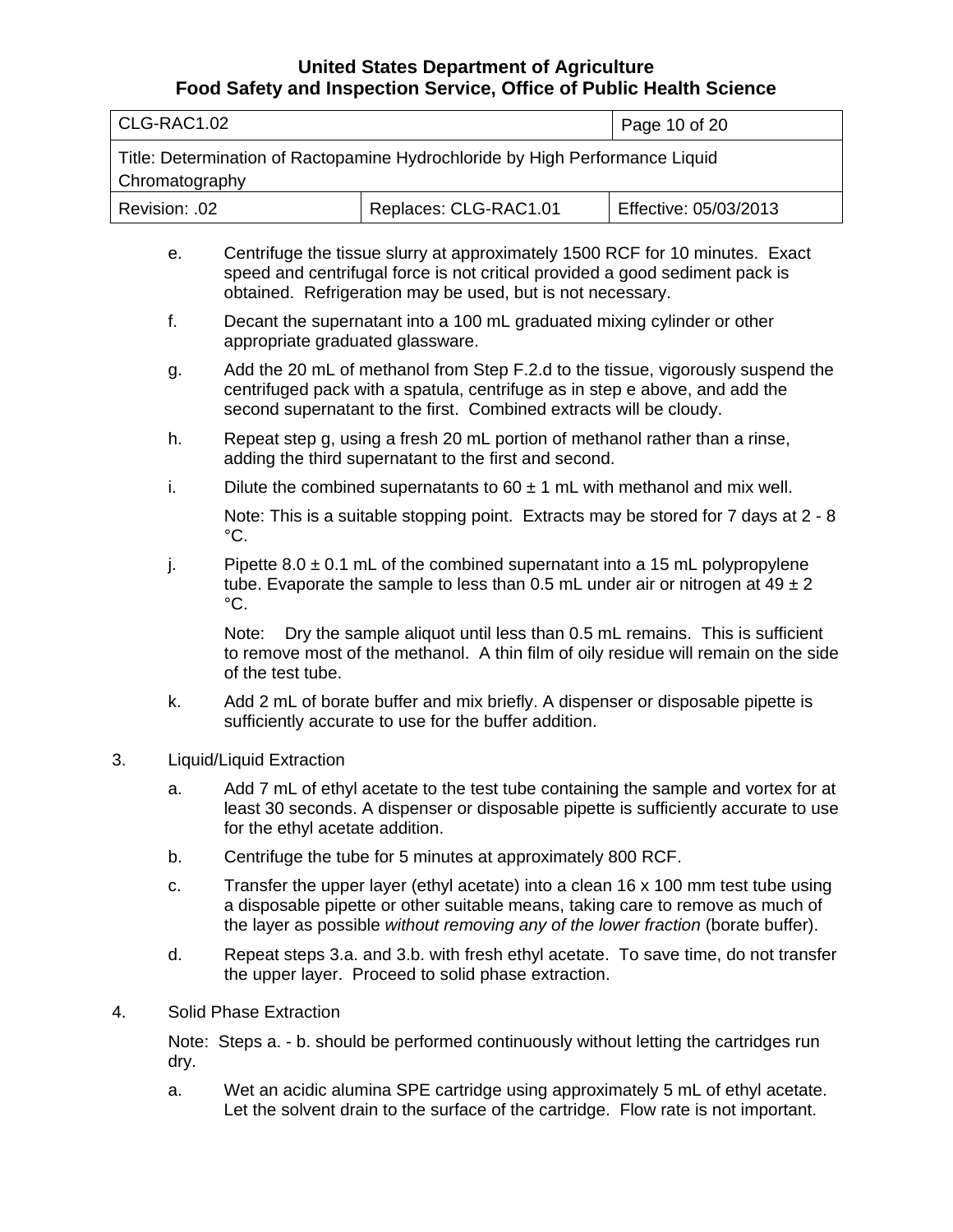e. Centrifuge the tissue slurry at approximately 1500 RCF for 10 minutes. Exact speed and centrifugal force is not critical provided a good sediment pack is obtained. Refrigeration may be used, but is not necessary.

f. Decant the supernatant into a 100 mL graduated mixing cylinder or other appropriate graduated glassware.

g. Add the 20 mL of methanol from Step F.2.d to the tissue, vigorously suspend the centrifuged pack with a spatula, centrifuge as in step e above, and add the second supernatant to the first. Combined extracts will be cloudy.

h. Repeat step g, using a fresh 20 mL portion of methanol rather than a rinse, adding the third supernatant to the first and second.

i. Dilute the combined supernatants to 60 ± 1 mL with methanol and mix well.

   Note: This is a suitable stopping point. Extracts may be stored for 7 days at 2 - 8 °C.

j. Pipette 8.0 ± 0.1 mL of the combined supernatant into a 15 mL polypropylene tube. Evaporate the sample to less than 0.5 mL under air or nitrogen at 49 ± 2 °C.

   Note: Dry the sample aliquot until less than 0.5 mL remains. This is sufficient to remove most of the methanol. A thin film of oily residue will remain on the side of the test tube.

k. Add 2 mL of borate buffer and mix briefly. A dispenser or disposable pipette is sufficiently accurate to use for the buffer addition.

3. Liquid/Liquid Extraction

   a. Add 7 mL of ethyl acetate to the test tube containing the sample and vortex for at least 30 seconds. A dispenser or disposable pipette is sufficiently accurate to use for the ethyl acetate addition.

   b. Centrifuge the tube for 5 minutes at approximately 800 RCF.

   c. Transfer the upper layer (ethyl acetate) into a clean 16 x 100 mm test tube using a disposable pipette or other suitable means, taking care to remove as much of the layer as possible *without removing any of the lower fraction* (borate buffer).

   d. Repeat steps 3.a. and 3.b. with fresh ethyl acetate. To save time, do not transfer the upper layer. Proceed to solid phase extraction.

4. Solid Phase Extraction

   Note: Steps a. - b. should be performed continuously without letting the cartridges run dry.

   a. Wet an acidic alumina SPE cartridge using approximately 5 mL of ethyl acetate. Let the solvent drain to the surface of the cartridge. Flow rate is not important.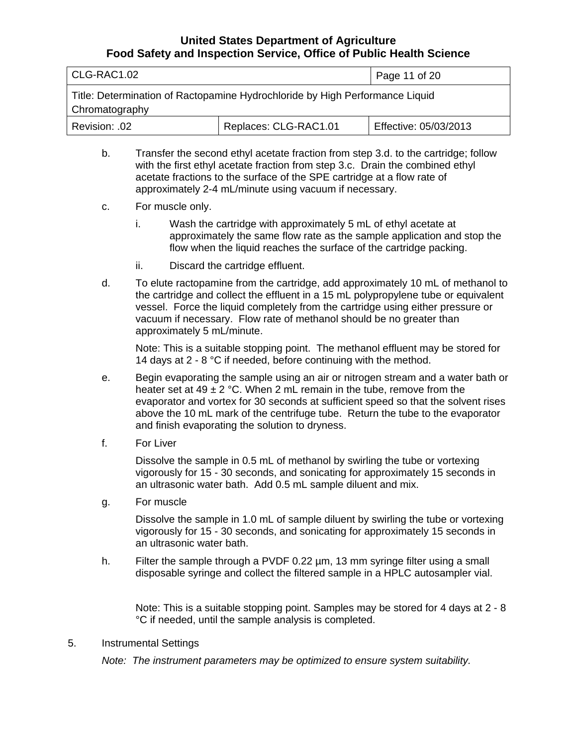b. Transfer the second ethyl acetate fraction from step 3.d. to the cartridge; follow with the first ethyl acetate fraction from step 3.c. Drain the combined ethyl acetate fractions to the surface of the SPE cartridge at a flow rate of approximately 2-4 mL/minute using vacuum if necessary.

c. For muscle only.

   i. Wash the cartridge with approximately 5 mL of ethyl acetate at approximately the same flow rate as the sample application and stop the flow when the liquid reaches the surface of the cartridge packing.

   ii. Discard the cartridge effluent.

d. To elute ractopamine from the cartridge, add approximately 10 mL of methanol to the cartridge and collect the effluent in a 15 mL polypropylene tube or equivalent vessel. Force the liquid completely from the cartridge using either pressure or vacuum if necessary. Flow rate of methanol should be no greater than approximately 5 mL/minute.

   Note: This is a suitable stopping point. The methanol effluent may be stored for 14 days at 2 - 8 °C if needed, before continuing with the method.

e. Begin evaporating the sample using an air or nitrogen stream and a water bath or heater set at 49 ± 2 °C. When 2 mL remain in the tube, remove from the evaporator and vortex for 30 seconds at sufficient speed so that the solvent rises above the 10 mL mark of the centrifuge tube. Return the tube to the evaporator and finish evaporating the solution to dryness.

f. For Liver

   Dissolve the sample in 0.5 mL of methanol by swirling the tube or vortexing vigorously for 15 - 30 seconds, and sonicating for approximately 15 seconds in an ultrasonic water bath. Add 0.5 mL sample diluent and mix.

g. For muscle

   Dissolve the sample in 1.0 mL of sample diluent by swirling the tube or vortexing vigorously for 15 - 30 seconds, and sonicating for approximately 15 seconds in an ultrasonic water bath.

h. Filter the sample through a PVDF 0.22 µm, 13 mm syringe filter using a small disposable syringe and collect the filtered sample in a HPLC autosampler vial.

   Note: This is a suitable stopping point. Samples may be stored for 4 days at 2 - 8 °C if needed, until the sample analysis is completed.

5. Instrumental Settings

   *Note: The instrument parameters may be optimized to ensure system suitability.*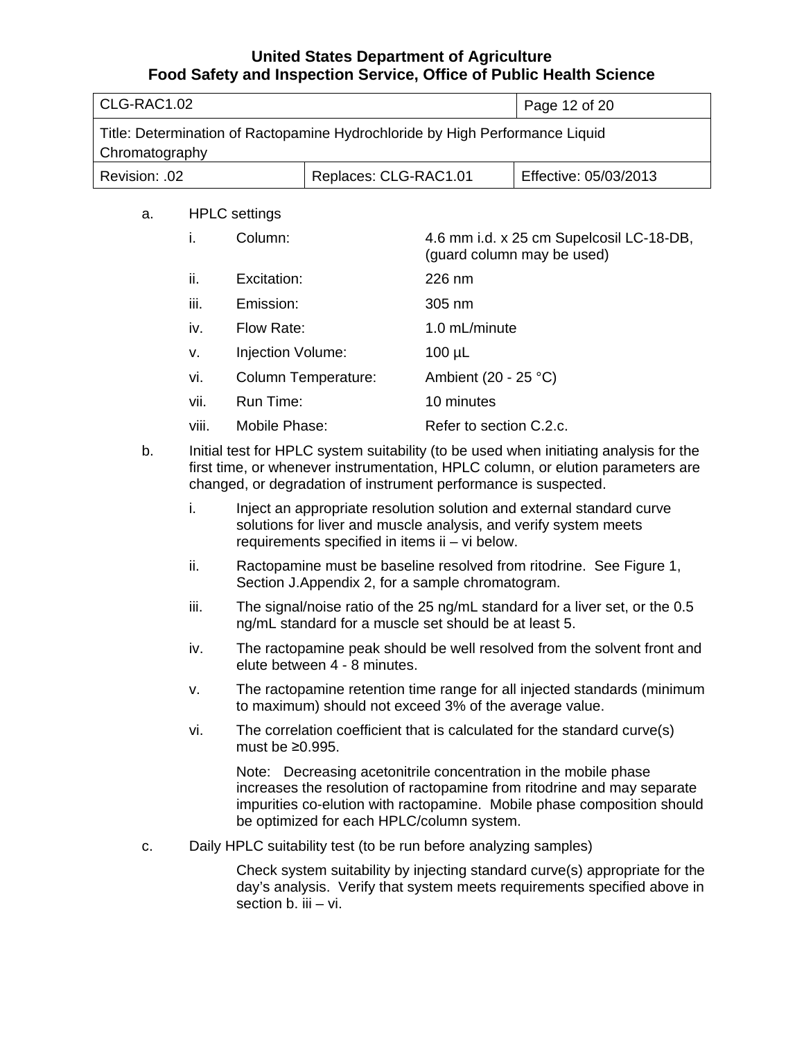a. HPLC settings

| | | |
|---|---|---|
| i. | Column: | 4.6 mm i.d. x 25 cm Supelcosil LC-18-DB, (guard column may be used) |
| ii. | Excitation: | 226 nm |
| iii. | Emission: | 305 nm |
| iv. | Flow Rate: | 1.0 mL/minute |
| v. | Injection Volume: | 100 µL |
| vi. | Column Temperature: | Ambient (20 - 25 °C) |
| vii. | Run Time: | 10 minutes |
| viii. | Mobile Phase: | Refer to section C.2.c. |

b. Initial test for HPLC system suitability (to be used when initiating analysis for the first time, or whenever instrumentation, HPLC column, or elution parameters are changed, or degradation of instrument performance is suspected.

   i. Inject an appropriate resolution solution and external standard curve solutions for liver and muscle analysis, and verify system meets requirements specified in items ii – vi below.

   ii. Ractopamine must be baseline resolved from ritodrine. See Figure 1, Section J.Appendix 2, for a sample chromatogram.

   iii. The signal/noise ratio of the 25 ng/mL standard for a liver set, or the 0.5 ng/mL standard for a muscle set should be at least 5.

   iv. The ractopamine peak should be well resolved from the solvent front and elute between 4 - 8 minutes.

   v. The ractopamine retention time range for all injected standards (minimum to maximum) should not exceed 3% of the average value.

   vi. The correlation coefficient that is calculated for the standard curve(s) must be ≥0.995.

   Note: Decreasing acetonitrile concentration in the mobile phase increases the resolution of ractopamine from ritodrine and may separate impurities co-elution with ractopamine. Mobile phase composition should be optimized for each HPLC/column system.

c. Daily HPLC suitability test (to be run before analyzing samples)

   Check system suitability by injecting standard curve(s) appropriate for the day's analysis. Verify that system meets requirements specified above in section b. iii – vi.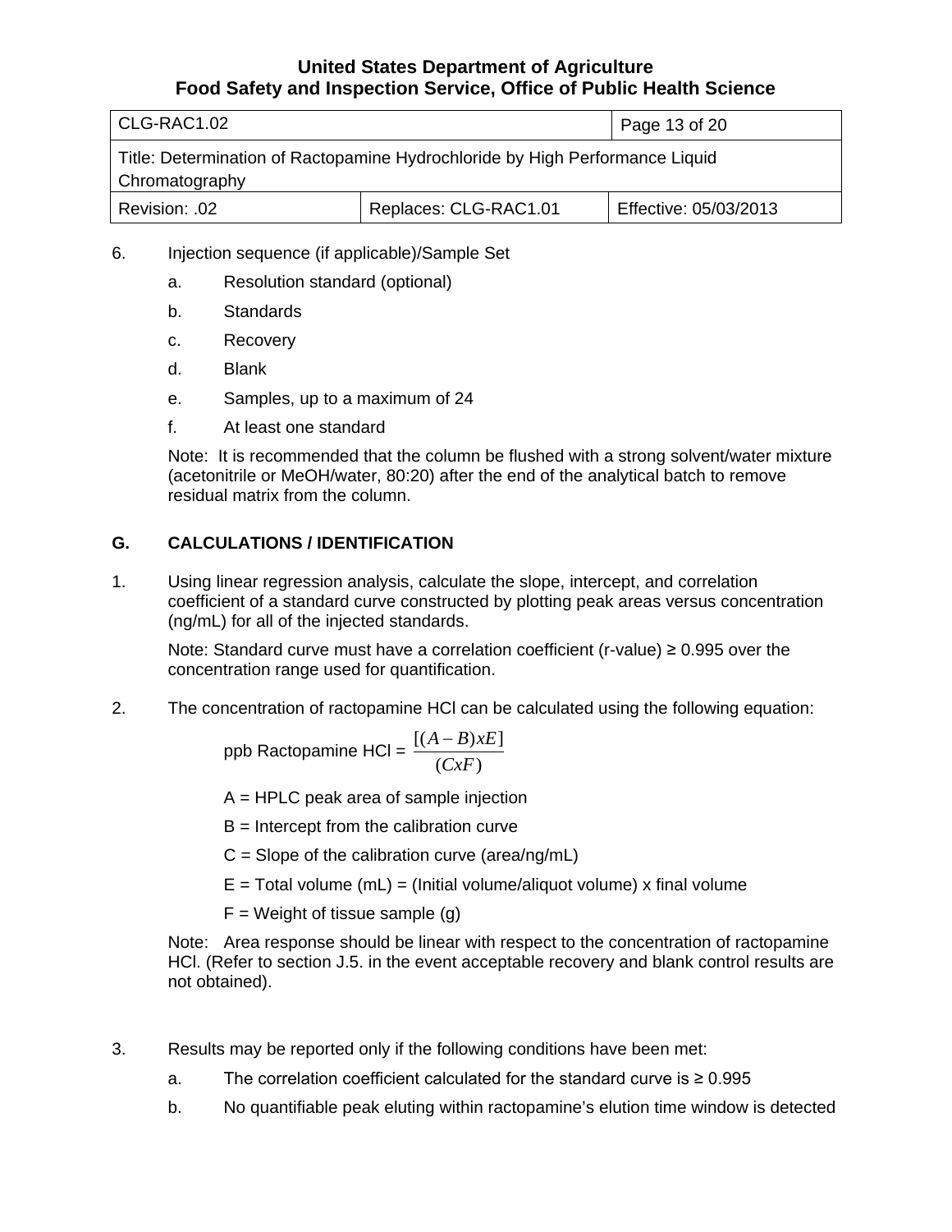6. Injection sequence (if applicable)/Sample Set

   a. Resolution standard (optional)

   b. Standards

   c. Recovery

   d. Blank

   e. Samples, up to a maximum of 24

   f. At least one standard

   Note: It is recommended that the column be flushed with a strong solvent/water mixture (acetonitrile or MeOH/water, 80:20) after the end of the analytical batch to remove residual matrix from the column.

## G. CALCULATIONS / IDENTIFICATION

1. Using linear regression analysis, calculate the slope, intercept, and correlation coefficient of a standard curve constructed by plotting peak areas versus concentration (ng/mL) for all of the injected standards.

   Note: Standard curve must have a correlation coefficient (r-value) ≥ 0.995 over the concentration range used for quantification.

2. The concentration of ractopamine HCl can be calculated using the following equation:

$$\text{ppb Ractopamine HCl} = \frac{[(A - B) x E]}{(C x F)}$$

   A = HPLC peak area of sample injection

   B = Intercept from the calibration curve

   C = Slope of the calibration curve (area/ng/mL)

   E = Total volume (mL) = (Initial volume/aliquot volume) x final volume

   F = Weight of tissue sample (g)

   Note: Area response should be linear with respect to the concentration of ractopamine HCl. (Refer to section J.5. in the event acceptable recovery and blank control results are not obtained).

3. Results may be reported only if the following conditions have been met:

   a. The correlation coefficient calculated for the standard curve is ≥ 0.995

   b. No quantifiable peak eluting within ractopamine's elution time window is detected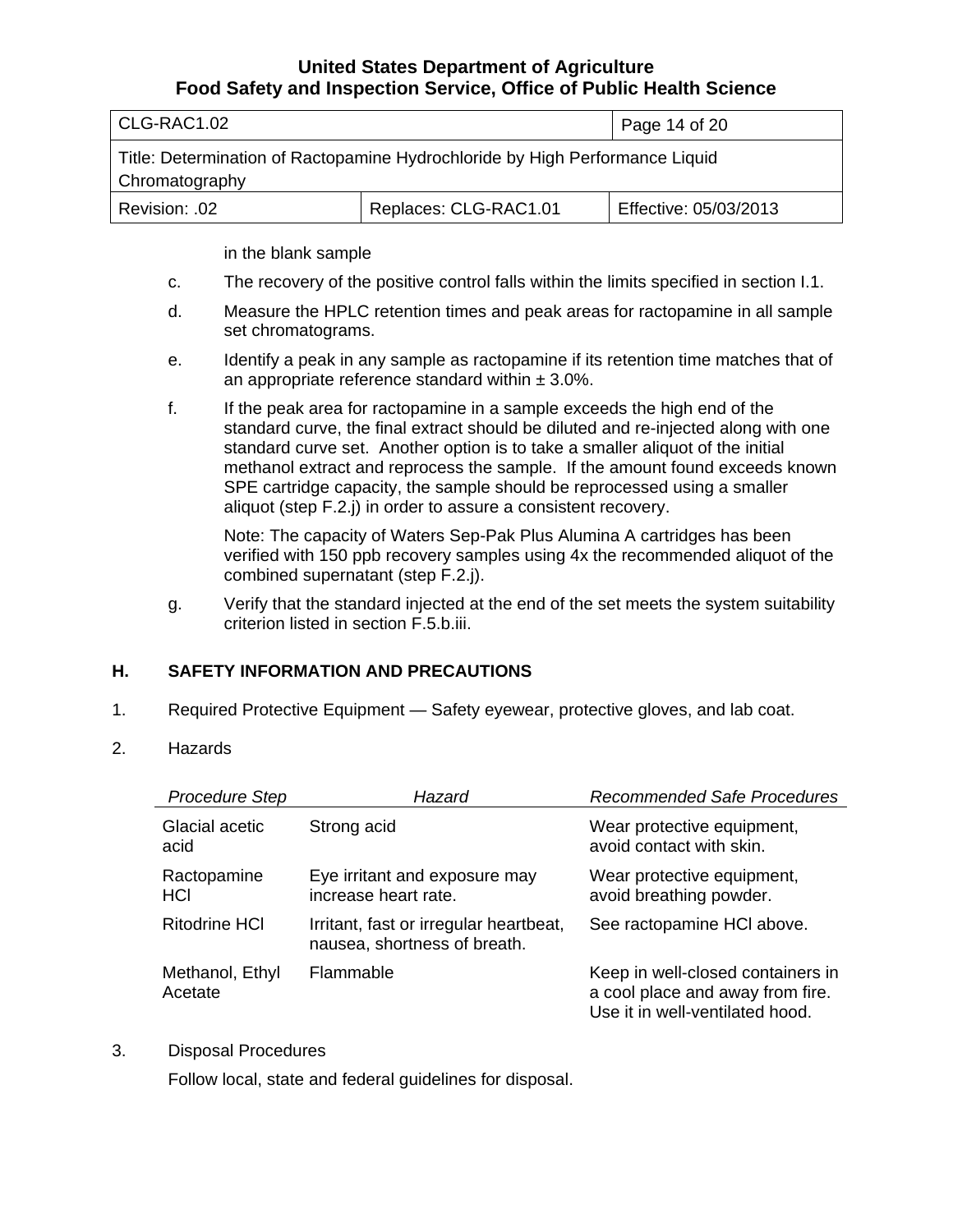in the blank sample

c. The recovery of the positive control falls within the limits specified in section I.1.

d. Measure the HPLC retention times and peak areas for ractopamine in all sample set chromatograms.

e. Identify a peak in any sample as ractopamine if its retention time matches that of an appropriate reference standard within ± 3.0%.

f. If the peak area for ractopamine in a sample exceeds the high end of the standard curve, the final extract should be diluted and re-injected along with one standard curve set. Another option is to take a smaller aliquot of the initial methanol extract and reprocess the sample. If the amount found exceeds known SPE cartridge capacity, the sample should be reprocessed using a smaller aliquot (step F.2.j) in order to assure a consistent recovery.

   Note: The capacity of Waters Sep-Pak Plus Alumina A cartridges has been verified with 150 ppb recovery samples using 4x the recommended aliquot of the combined supernatant (step F.2.j).

g. Verify that the standard injected at the end of the set meets the system suitability criterion listed in section F.5.b.iii.

## H. SAFETY INFORMATION AND PRECAUTIONS

1. Required Protective Equipment — Safety eyewear, protective gloves, and lab coat.

2. Hazards

| *Procedure Step* | *Hazard* | *Recommended Safe Procedures* |
|---|---|---|
| Glacial acetic acid | Strong acid | Wear protective equipment, avoid contact with skin. |
| Ractopamine HCl | Eye irritant and exposure may increase heart rate. | Wear protective equipment, avoid breathing powder. |
| Ritodrine HCl | Irritant, fast or irregular heartbeat, nausea, shortness of breath. | See ractopamine HCl above. |
| Methanol, Ethyl Acetate | Flammable | Keep in well-closed containers in a cool place and away from fire. Use it in well-ventilated hood. |

3. Disposal Procedures

   Follow local, state and federal guidelines for disposal.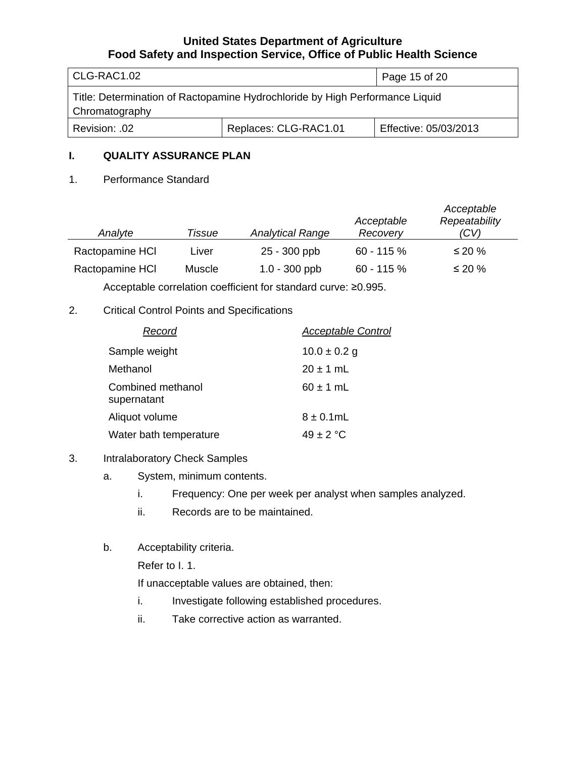## I. QUALITY ASSURANCE PLAN

1. Performance Standard

| *Analyte* | *Tissue* | *Analytical Range* | *Acceptable Recovery* | *Acceptable Repeatability (CV)* |
|---|---|---|---|---|
| Ractopamine HCl | Liver | 25 - 300 ppb | 60 - 115 % | ≤ 20 % |
| Ractopamine HCl | Muscle | 1.0 - 300 ppb | 60 - 115 % | ≤ 20 % |

Acceptable correlation coefficient for standard curve: ≥0.995.

2. Critical Control Points and Specifications

| *Record* | *Acceptable Control* |
|---|---|
| Sample weight | 10.0 ± 0.2 g |
| Methanol | 20 ± 1 mL |
| Combined methanol supernatant | 60 ± 1 mL |
| Aliquot volume | 8 ± 0.1mL |
| Water bath temperature | 49 ± 2 °C |

3. Intralaboratory Check Samples

   a. System, minimum contents.

      i. Frequency: One per week per analyst when samples analyzed.

      ii. Records are to be maintained.

   b. Acceptability criteria.

      Refer to I. 1.

      If unacceptable values are obtained, then:

      i. Investigate following established procedures.

      ii. Take corrective action as warranted.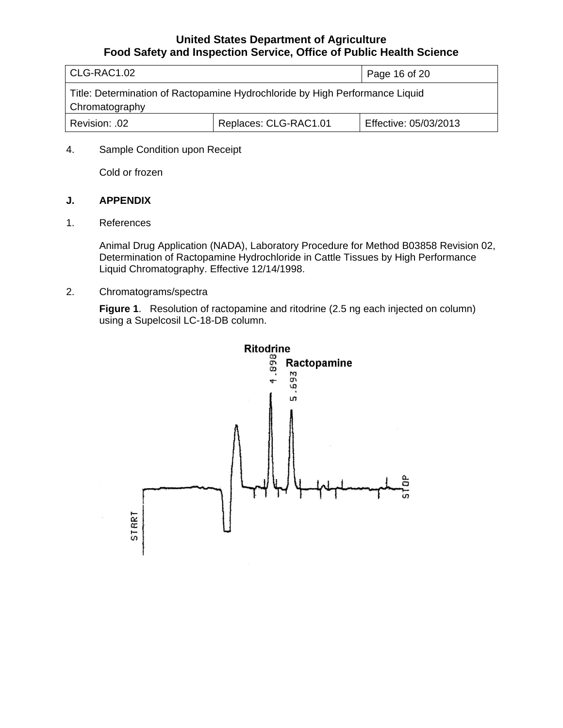4. Sample Condition upon Receipt

   Cold or frozen

## J. APPENDIX

1. References

   Animal Drug Application (NADA), Laboratory Procedure for Method B03858 Revision 02, Determination of Ractopamine Hydrochloride in Cattle Tissues by High Performance Liquid Chromatography. Effective 12/14/1998.

2. Chromatograms/spectra

   **Figure 1**. Resolution of ractopamine and ritodrine (2.5 ng each injected on column) using a Supelcosil LC-18-DB column.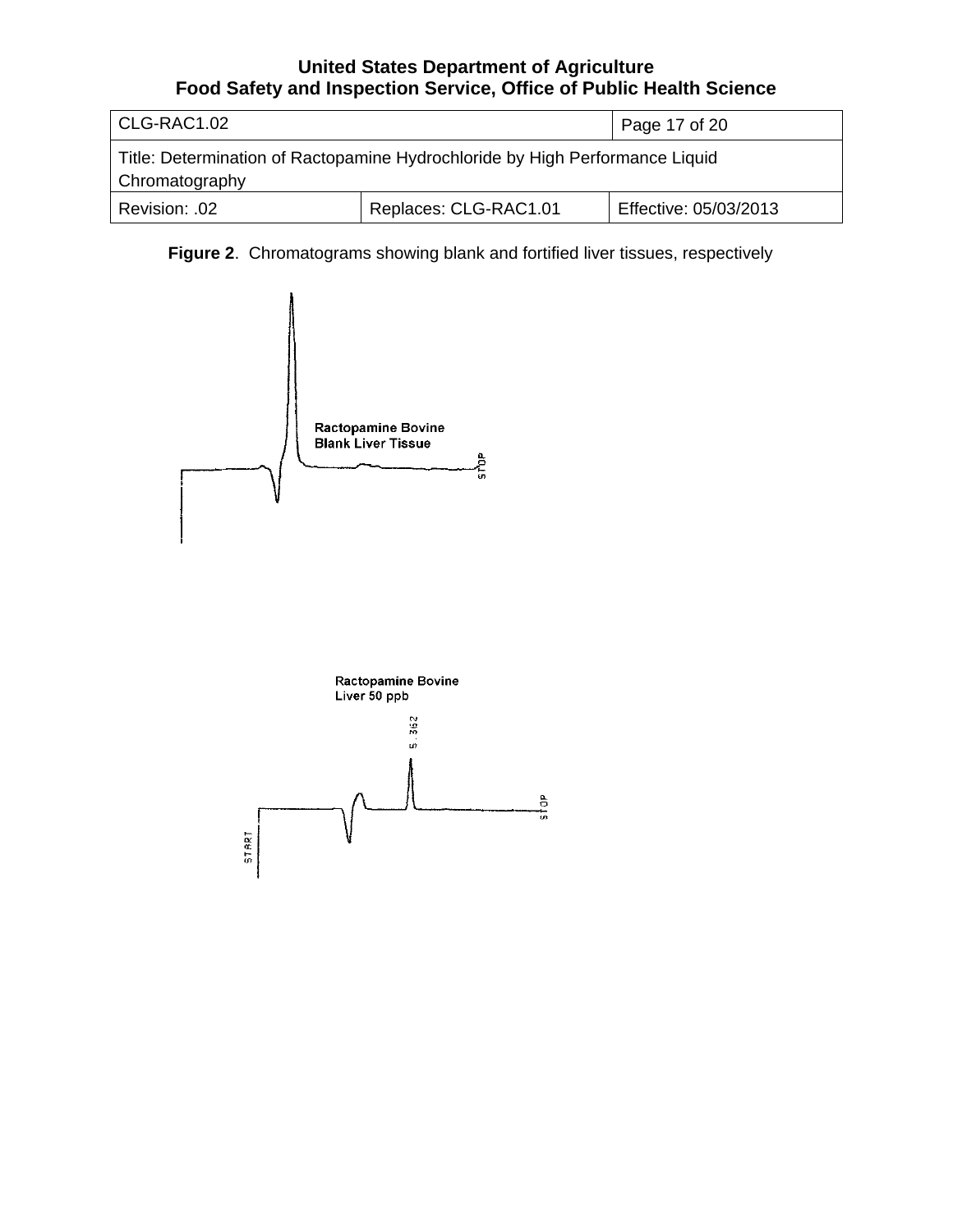**Figure 2**. Chromatograms showing blank and fortified liver tissues, respectively

Ractopamine Bovine
Blank Liver Tissue

STOP

Ractopamine Bovine
Liver 50 ppb

5.362

START

STOP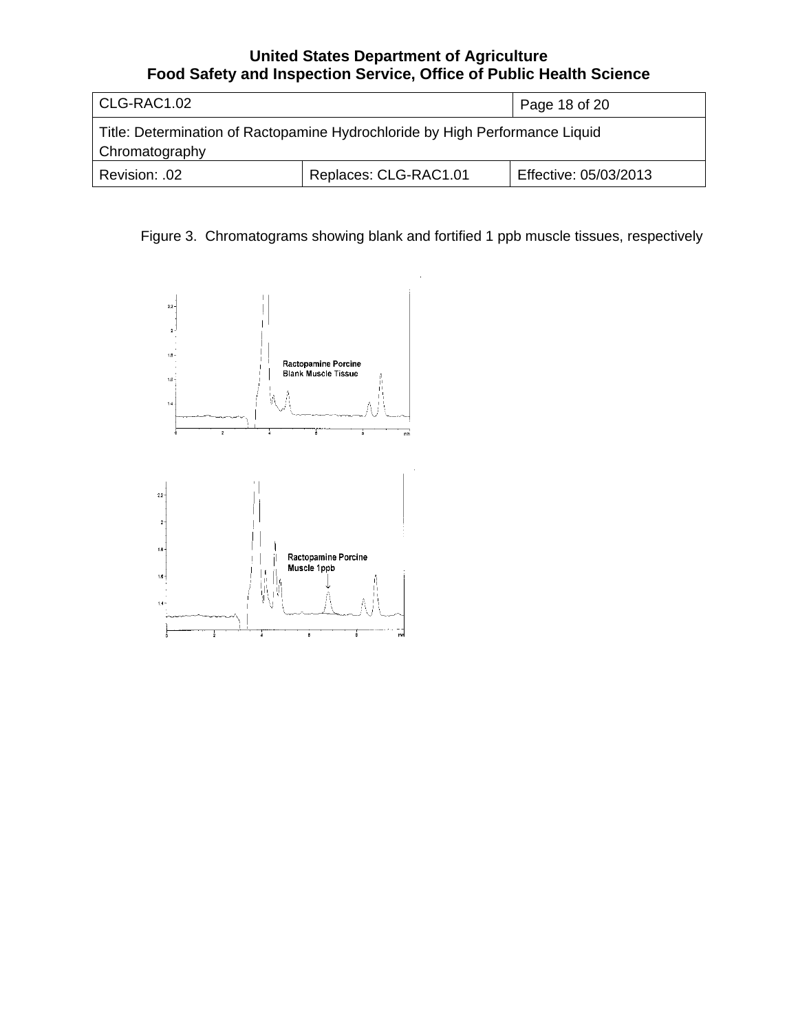Figure 3. Chromatograms showing blank and fortified 1 ppb muscle tissues, respectively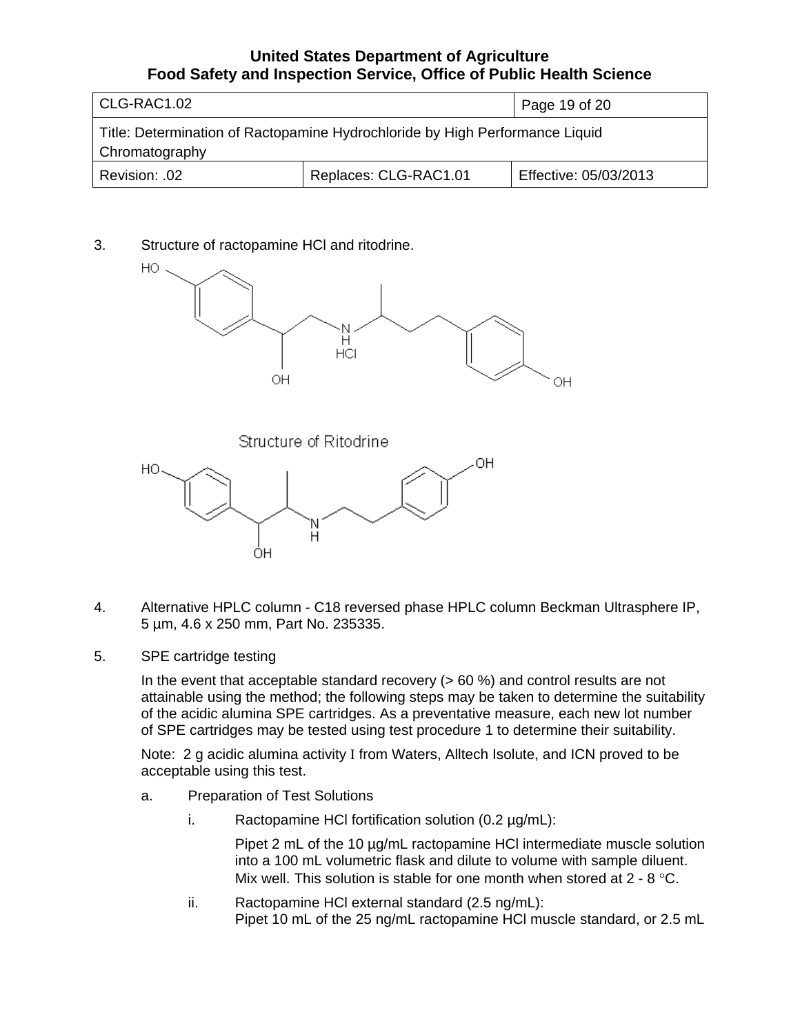3. Structure of ractopamine HCl and ritodrine.

Structure of Ritodrine

4. Alternative HPLC column - C18 reversed phase HPLC column Beckman Ultrasphere IP, 5 µm, 4.6 x 250 mm, Part No. 235335.

5. SPE cartridge testing

   In the event that acceptable standard recovery (> 60 %) and control results are not attainable using the method; the following steps may be taken to determine the suitability of the acidic alumina SPE cartridges. As a preventative measure, each new lot number of SPE cartridges may be tested using test procedure 1 to determine their suitability.

   Note: 2 g acidic alumina activity I from Waters, Alltech Isolute, and ICN proved to be acceptable using this test.

   a. Preparation of Test Solutions

      i. Ractopamine HCl fortification solution (0.2 µg/mL):

         Pipet 2 mL of the 10 µg/mL ractopamine HCl intermediate muscle solution into a 100 mL volumetric flask and dilute to volume with sample diluent. Mix well. This solution is stable for one month when stored at 2 - 8 °C.

      ii. Ractopamine HCl external standard (2.5 ng/mL):
         Pipet 10 mL of the 25 ng/mL ractopamine HCl muscle standard, or 2.5 mL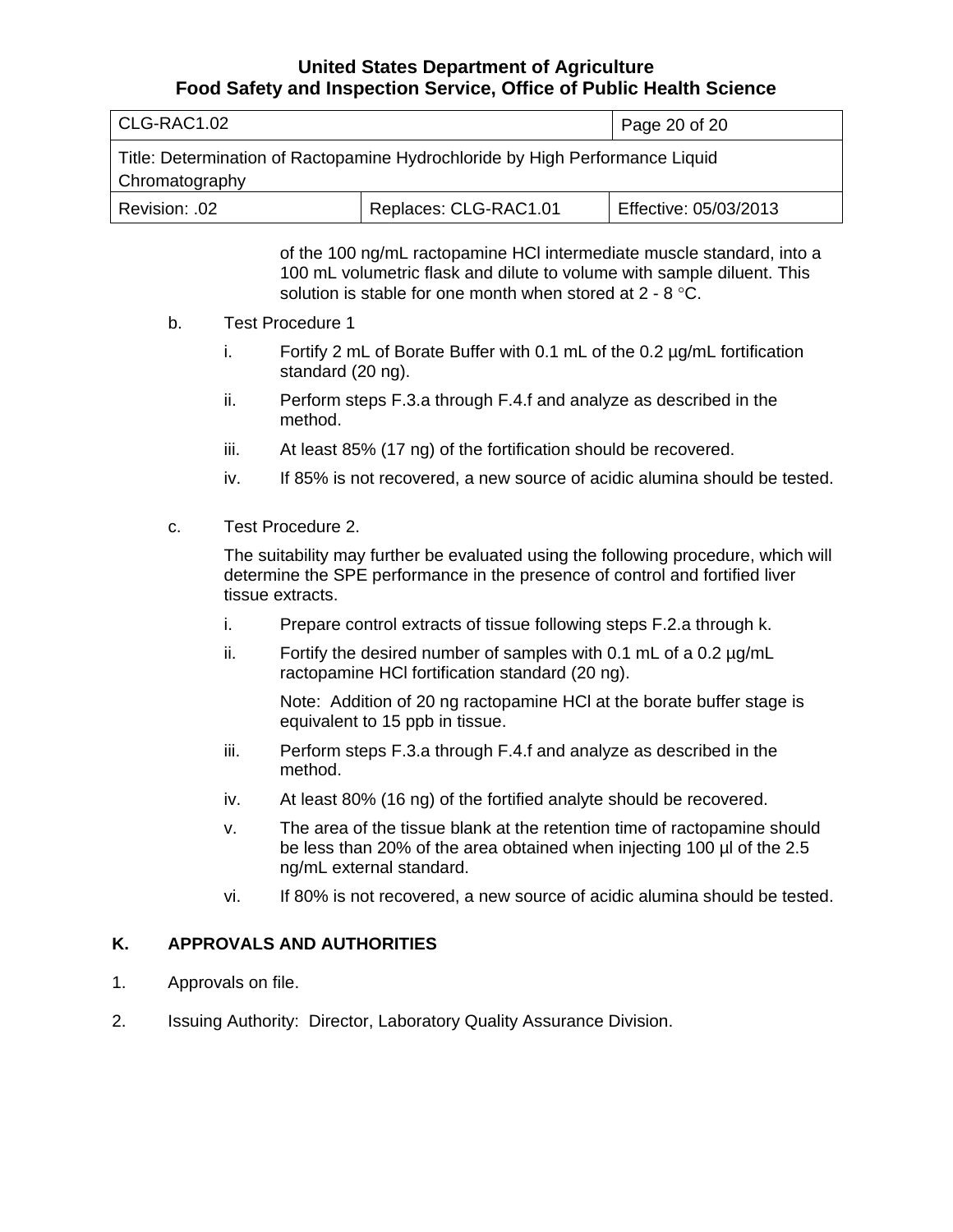of the 100 ng/mL ractopamine HCl intermediate muscle standard, into a 100 mL volumetric flask and dilute to volume with sample diluent. This solution is stable for one month when stored at 2 - 8 °C.

b. Test Procedure 1

   i. Fortify 2 mL of Borate Buffer with 0.1 mL of the 0.2 µg/mL fortification standard (20 ng).

   ii. Perform steps F.3.a through F.4.f and analyze as described in the method.

   iii. At least 85% (17 ng) of the fortification should be recovered.

   iv. If 85% is not recovered, a new source of acidic alumina should be tested.

c. Test Procedure 2.

   The suitability may further be evaluated using the following procedure, which will determine the SPE performance in the presence of control and fortified liver tissue extracts.

   i. Prepare control extracts of tissue following steps F.2.a through k.

   ii. Fortify the desired number of samples with 0.1 mL of a 0.2 µg/mL ractopamine HCl fortification standard (20 ng).

      Note: Addition of 20 ng ractopamine HCl at the borate buffer stage is equivalent to 15 ppb in tissue.

   iii. Perform steps F.3.a through F.4.f and analyze as described in the method.

   iv. At least 80% (16 ng) of the fortified analyte should be recovered.

   v. The area of the tissue blank at the retention time of ractopamine should be less than 20% of the area obtained when injecting 100 µl of the 2.5 ng/mL external standard.

   vi. If 80% is not recovered, a new source of acidic alumina should be tested.

## K. APPROVALS AND AUTHORITIES

1. Approvals on file.

2. Issuing Authority: Director, Laboratory Quality Assurance Division.